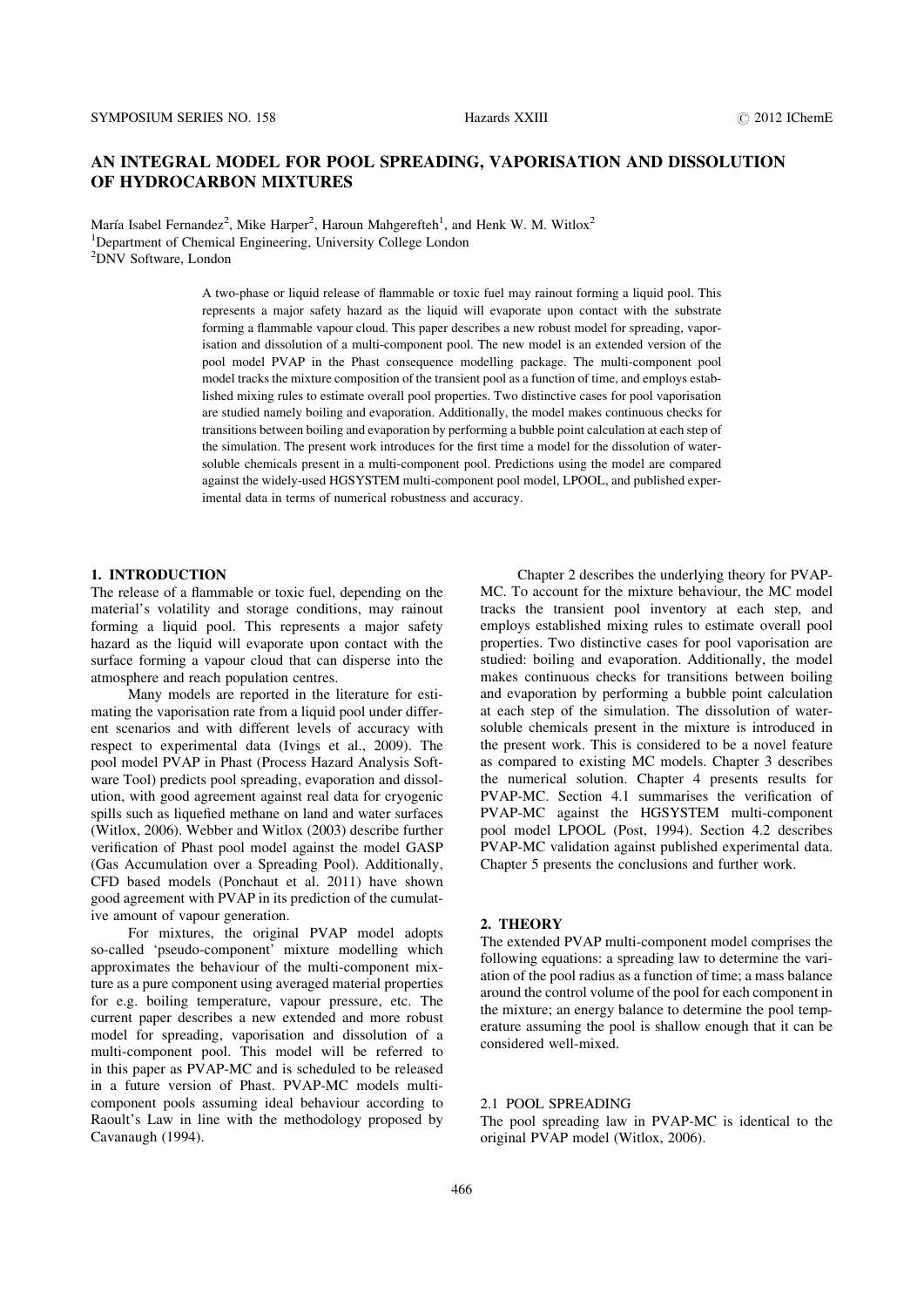# AN INTEGRAL MODEL FOR POOL SPREADING, VAPORISATION AND DISSOLUTION OF HYDROCARBON MIXTURES

María Isabel Fernandez[2], Mike Harper[2], Haroun Mahgerefteh[1], and Henk W. M. Witlox[2]

[1]Department of Chemical Engineering, University College London

[2]DNV Software, London

A two-phase or liquid release of flammable or toxic fuel may rainout forming a liquid pool. This represents a major safety hazard as the liquid will evaporate upon contact with the substrate forming a flammable vapour cloud. This paper describes a new robust model for spreading, vaporisation and dissolution of a multi-component pool. The new model is an extended version of the pool model PVAP in the Phast consequence modelling package. The multi-component pool model tracks the mixture composition of the transient pool as a function of time, and employs established mixing rules to estimate overall pool properties. Two distinctive cases for pool vaporisation are studied namely boiling and evaporation. Additionally, the model makes continuous checks for transitions between boiling and evaporation by performing a bubble point calculation at each step of the simulation. The present work introduces for the first time a model for the dissolution of water-soluble chemicals present in a multi-component pool. Predictions using the model are compared against the widely-used HGSYSTEM multi-component pool model, LPOOL, and published experimental data in terms of numerical robustness and accuracy.

## 1. INTRODUCTION

The release of a flammable or toxic fuel, depending on the material's volatility and storage conditions, may rainout forming a liquid pool. This represents a major safety hazard as the liquid will evaporate upon contact with the surface forming a vapour cloud that can disperse into the atmosphere and reach population centres.

Many models are reported in the literature for estimating the vaporisation rate from a liquid pool under different scenarios and with different levels of accuracy with respect to experimental data (Ivings et al., 2009). The pool model PVAP in Phast (Process Hazard Analysis Software Tool) predicts pool spreading, evaporation and dissolution, with good agreement against real data for cryogenic spills such as liquefied methane on land and water surfaces (Witlox, 2006). Webber and Witlox (2003) describe further verification of Phast pool model against the model GASP (Gas Accumulation over a Spreading Pool). Additionally, CFD based models (Ponchaut et al. 2011) have shown good agreement with PVAP in its prediction of the cumulative amount of vapour generation.

For mixtures, the original PVAP model adopts so-called 'pseudo-component' mixture modelling which approximates the behaviour of the multi-component mixture as a pure component using averaged material properties for e.g. boiling temperature, vapour pressure, etc. The current paper describes a new extended and more robust model for spreading, vaporisation and dissolution of a multi-component pool. This model will be referred to in this paper as PVAP-MC and is scheduled to be released in a future version of Phast. PVAP-MC models multi-component pools assuming ideal behaviour according to Raoult's Law in line with the methodology proposed by Cavanaugh (1994).

Chapter 2 describes the underlying theory for PVAP-MC. To account for the mixture behaviour, the MC model tracks the transient pool inventory at each step, and employs established mixing rules to estimate overall pool properties. Two distinctive cases for pool vaporisation are studied: boiling and evaporation. Additionally, the model makes continuous checks for transitions between boiling and evaporation by performing a bubble point calculation at each step of the simulation. The dissolution of water-soluble chemicals present in the mixture is introduced in the present work. This is considered to be a novel feature as compared to existing MC models. Chapter 3 describes the numerical solution. Chapter 4 presents results for PVAP-MC. Section 4.1 summarises the verification of PVAP-MC against the HGSYSTEM multi-component pool model LPOOL (Post, 1994). Section 4.2 describes PVAP-MC validation against published experimental data. Chapter 5 presents the conclusions and further work.

## 2. THEORY

The extended PVAP multi-component model comprises the following equations: a spreading law to determine the variation of the pool radius as a function of time; a mass balance around the control volume of the pool for each component in the mixture; an energy balance to determine the pool temperature assuming the pool is shallow enough that it can be considered well-mixed.

### 2.1 POOL SPREADING

The pool spreading law in PVAP-MC is identical to the original PVAP model (Witlox, 2006).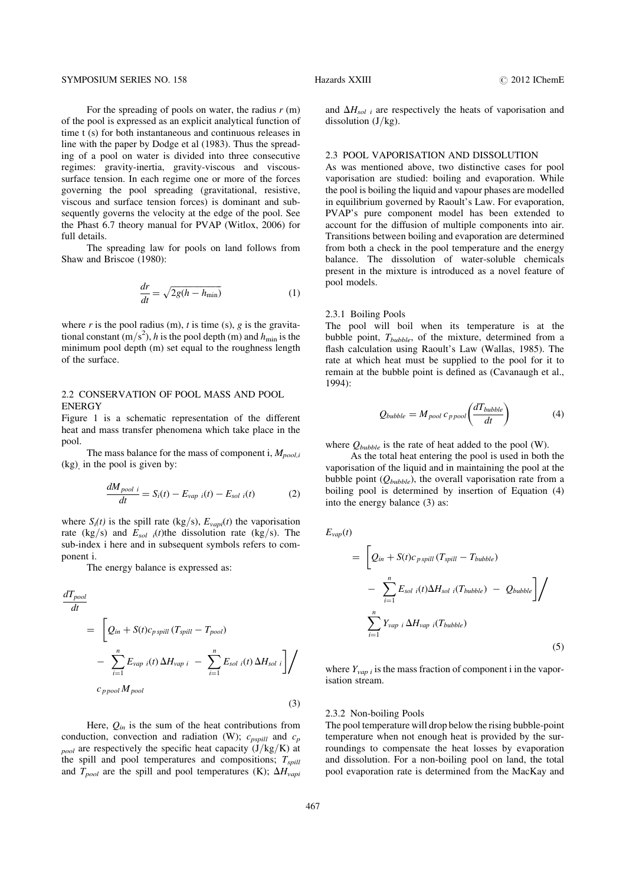For the spreading of pools on water, the radius $r$ (m) of the pool is expressed as an explicit analytical function of time t (s) for both instantaneous and continuous releases in line with the paper by Dodge et al (1983). Thus the spreading of a pool on water is divided into three consecutive regimes: gravity-inertia, gravity-viscous and viscous-surface tension. In each regime one or more of the forces governing the pool spreading (gravitational, resistive, viscous and surface tension forces) is dominant and subsequently governs the velocity at the edge of the pool. See the Phast 6.7 theory manual for PVAP (Witlox, 2006) for full details.

The spreading law for pools on land follows from Shaw and Briscoe (1980):

$$\frac{dr}{dt} = \sqrt{2g(h - h_{\min})} \tag{1}$$

where $r$ is the pool radius (m), $t$ is time (s), $g$ is the gravitational constant (m/s$^2$), $h$ is the pool depth (m) and $h_{\min}$ is the minimum pool depth (m) set equal to the roughness length of the surface.

### 2.2 CONSERVATION OF POOL MASS AND POOL ENERGY

Figure 1 is a schematic representation of the different heat and mass transfer phenomena which take place in the pool.

The mass balance for the mass of component i, $M_{pool,i}$ (kg), in the pool is given by:

$$\frac{dM_{pool\ i}}{dt} = S_i(t) - E_{vap\ i}(t) - E_{sol\ i}(t) \tag{2}$$

where $S_i(t)$ is the spill rate (kg/s), $E_{vapi}(t)$ the vaporisation rate (kg/s) and $E_{sol\ i}(t)$the dissolution rate (kg/s). The sub-index i here and in subsequent symbols refers to component i.

The energy balance is expressed as:

$$\frac{dT_{pool}}{dt} = \left[ Q_{in} + S(t)c_{p\,spill}\,(T_{spill} - T_{pool}) - \sum_{i=1}^{n} E_{vap\ i}(t)\,\Delta H_{vap\ i} - \sum_{i=1}^{n} E_{sol\ i}(t)\,\Delta H_{sol\ i} \right] \Big/ c_{p\,pool}\,M_{pool} \tag{3}$$

Here, $Q_{in}$ is the sum of the heat contributions from conduction, convection and radiation (W); $c_{pspill}$ and $c_{p\ pool}$ are respectively the specific heat capacity (J/kg/K) at the spill and pool temperatures and compositions; $T_{spill}$ and $T_{pool}$ are the spill and pool temperatures (K); $\Delta H_{vapi}$ and $\Delta H_{sol\ i}$ are respectively the heats of vaporisation and dissolution (J/kg).

### 2.3 POOL VAPORISATION AND DISSOLUTION

As was mentioned above, two distinctive cases for pool vaporisation are studied: boiling and evaporation. While the pool is boiling the liquid and vapour phases are modelled in equilibrium governed by Raoult's Law. For evaporation, PVAP's pure component model has been extended to account for the diffusion of multiple components into air. Transitions between boiling and evaporation are determined from both a check in the pool temperature and the energy balance. The dissolution of water-soluble chemicals present in the mixture is introduced as a novel feature of pool models.

#### 2.3.1 Boiling Pools

The pool will boil when its temperature is at the bubble point, $T_{bubble}$, of the mixture, determined from a flash calculation using Raoult's Law (Wallas, 1985). The rate at which heat must be supplied to the pool for it to remain at the bubble point is defined as (Cavanaugh et al., 1994):

$$Q_{bubble} = M_{pool}\,c_{p\,pool}\left(\frac{dT_{bubble}}{dt}\right) \tag{4}$$

where $Q_{bubble}$ is the rate of heat added to the pool (W).

As the total heat entering the pool is used in both the vaporisation of the liquid and in maintaining the pool at the bubble point ($Q_{bubble}$), the overall vaporisation rate from a boiling pool is determined by insertion of Equation (4) into the energy balance (3) as:

$$E_{vap}(t) = \left[ Q_{in} + S(t)c_{p\,spill}\,(T_{spill} - T_{bubble}) - \sum_{i=1}^{n} E_{sol\ i}(t)\Delta H_{sol\ i}(T_{bubble}) - Q_{bubble} \right] \Big/ \sum_{i=1}^{n} Y_{vap\ i}\,\Delta H_{vap\ i}(T_{bubble}) \tag{5}$$

where $Y_{vap\ i}$ is the mass fraction of component i in the vaporisation stream.

#### 2.3.2 Non-boiling Pools

The pool temperature will drop below the rising bubble-point temperature when not enough heat is provided by the surroundings to compensate the heat losses by evaporation and dissolution. For a non-boiling pool on land, the total pool evaporation rate is determined from the MacKay and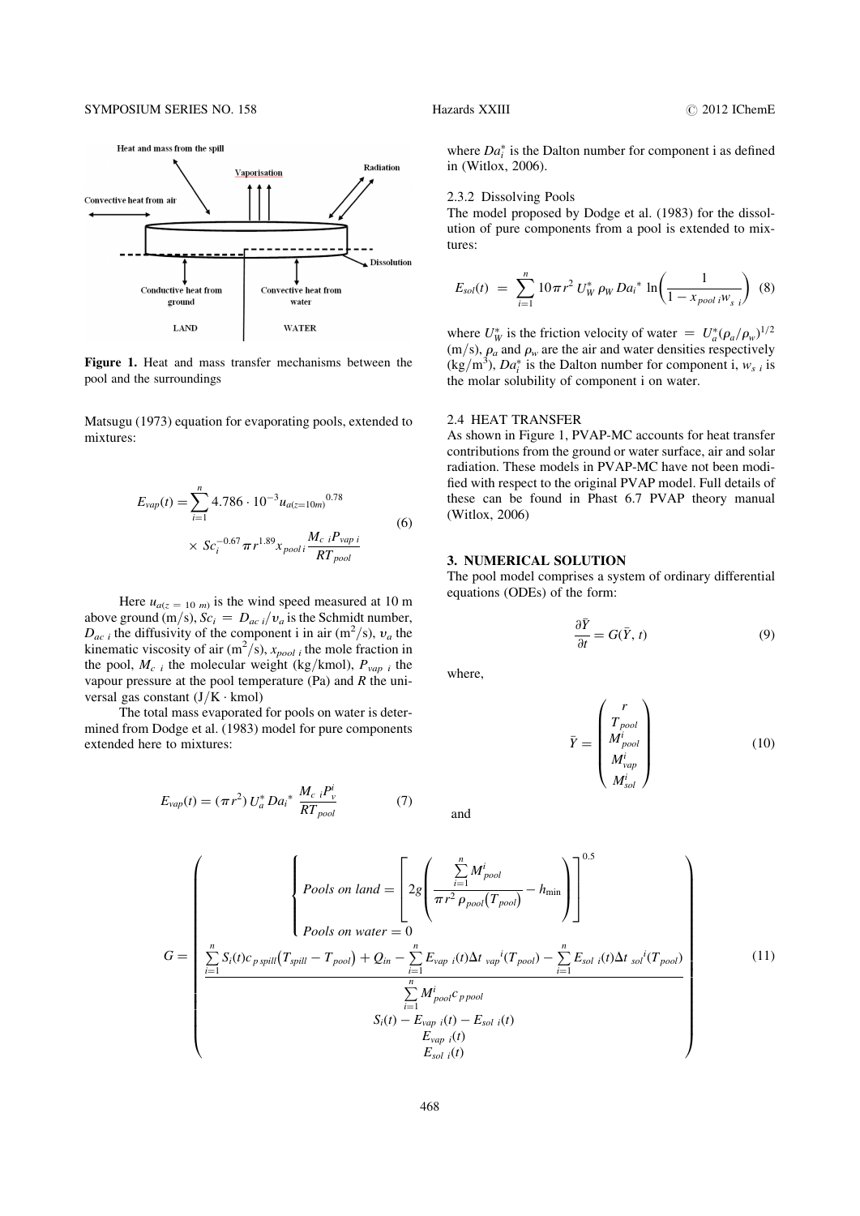Figure 1. Heat and mass transfer mechanisms between the pool and the surroundings

Matsugu (1973) equation for evaporating pools, extended to mixtures:

$$E_{vap}(t) = \sum_{i=1}^{n} 4.786 \cdot 10^{-3} u_{a(z=10m)}{}^{0.78} \times Sc_i^{-0.67} \pi r^{1.89} x_{pool\,i} \frac{M_{c\ i} P_{vap\ i}}{RT_{pool}} \tag{6}$$

Here $u_{a(z=10\ m)}$ is the wind speed measured at 10 m above ground (m/s), $Sc_i = D_{ac\ i}/\upsilon_a$ is the Schmidt number, $D_{ac\ i}$ the diffusivity of the component i in air ($m^2/s$), $\upsilon_a$ the kinematic viscosity of air ($m^2/s$), $x_{pool\ i}$ the mole fraction in the pool, $M_{c\ i}$ the molecular weight (kg/kmol), $P_{vap\ i}$ the vapour pressure at the pool temperature (Pa) and $R$ the universal gas constant ($J/K \cdot kmol$)

The total mass evaporated for pools on water is determined from Dodge et al. (1983) model for pure components extended here to mixtures:

$$E_{vap}(t) = (\pi r^2)\, U_a^*\, Da_i{}^* \frac{M_{c\ i} P_v^i}{RT_{pool}} \tag{7}$$

where $Da_i^*$ is the Dalton number for component i as defined in (Witlox, 2006).

2.3.2 Dissolving Pools

The model proposed by Dodge et al. (1983) for the dissolution of pure components from a pool is extended to mixtures:

$$E_{sol}(t) = \sum_{i=1}^{n} 10\pi r^2\, U_W^*\, \rho_W\, Da_i{}^* \ln\left(\frac{1}{1 - x_{pool\,i} w_{s\ i}}\right) \tag{8}$$

where $U_W^*$ is the friction velocity of water $= U_a^*(\rho_a/\rho_w)^{1/2}$ (m/s), $\rho_a$ and $\rho_w$ are the air and water densities respectively ($kg/m^3$), $Da_i^*$ is the Dalton number for component i, $w_{s\ i}$ is the molar solubility of component i on water.

## 2.4 HEAT TRANSFER

As shown in Figure 1, PVAP-MC accounts for heat transfer contributions from the ground or water surface, air and solar radiation. These models in PVAP-MC have not been modified with respect to the original PVAP model. Full details of these can be found in Phast 6.7 PVAP theory manual (Witlox, 2006)

## 3. NUMERICAL SOLUTION

The pool model comprises a system of ordinary differential equations (ODEs) of the form:

$$\frac{\partial \bar{Y}}{\partial t} = G(\bar{Y}, t) \tag{9}$$

where,

$$\bar{Y} = \begin{pmatrix} r \\ T_{pool} \\ M_{pool}^i \\ M_{vap}^i \\ M_{sol}^i \end{pmatrix} \tag{10}$$

and

$$G = \begin{pmatrix} \begin{cases} Pools\ on\ land = \left[ 2g\left( \dfrac{\sum_{i=1}^{n} M_{pool}^i}{\pi r^2 \rho_{pool}(T_{pool})} - h_{\min} \right) \right]^{0.5} \\ Pools\ on\ water = 0 \end{cases} \\ \dfrac{\sum_{i=1}^{n} S_i(t) c_{p\,spill}(T_{spill} - T_{pool}) + Q_{in} - \sum_{i=1}^{n} E_{vap\ i}(t) \Delta t_{\ vap}{}^i(T_{pool}) - \sum_{i=1}^{n} E_{sol\ i}(t) \Delta t_{\ sol}{}^i(T_{pool})}{\sum_{i=1}^{n} M_{pool}^i c_{p\,pool}} \\ S_i(t) - E_{vap\ i}(t) - E_{sol\ i}(t) \\ E_{vap\ i}(t) \\ E_{sol\ i}(t) \end{pmatrix} \tag{11}$$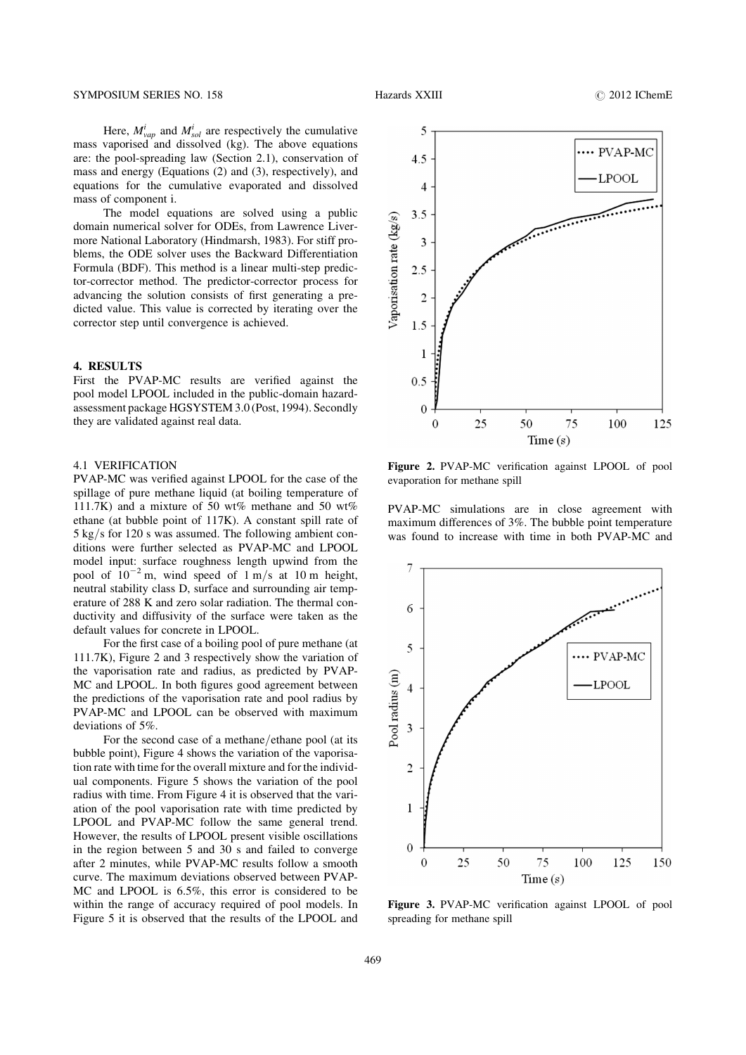Here, $M^i_{vap}$ and $M^i_{sol}$ are respectively the cumulative mass vaporised and dissolved (kg). The above equations are: the pool-spreading law (Section 2.1), conservation of mass and energy (Equations (2) and (3), respectively), and equations for the cumulative evaporated and dissolved mass of component i.

The model equations are solved using a public domain numerical solver for ODEs, from Lawrence Livermore National Laboratory (Hindmarsh, 1983). For stiff problems, the ODE solver uses the Backward Differentiation Formula (BDF). This method is a linear multi-step predictor-corrector method. The predictor-corrector process for advancing the solution consists of first generating a predicted value. This value is corrected by iterating over the corrector step until convergence is achieved.

## 4. RESULTS

First the PVAP-MC results are verified against the pool model LPOOL included in the public-domain hazard-assessment package HGSYSTEM 3.0 (Post, 1994). Secondly they are validated against real data.

### 4.1 VERIFICATION

PVAP-MC was verified against LPOOL for the case of the spillage of pure methane liquid (at boiling temperature of 111.7K) and a mixture of 50 wt% methane and 50 wt% ethane (at bubble point of 117K). A constant spill rate of 5 kg/s for 120 s was assumed. The following ambient conditions were further selected as PVAP-MC and LPOOL model input: surface roughness length upwind from the pool of $10^{-2}$ m, wind speed of 1 m/s at 10 m height, neutral stability class D, surface and surrounding air temperature of 288 K and zero solar radiation. The thermal conductivity and diffusivity of the surface were taken as the default values for concrete in LPOOL.

For the first case of a boiling pool of pure methane (at 111.7K), Figure 2 and 3 respectively show the variation of the vaporisation rate and radius, as predicted by PVAP-MC and LPOOL. In both figures good agreement between the predictions of the vaporisation rate and pool radius by PVAP-MC and LPOOL can be observed with maximum deviations of 5%.

For the second case of a methane/ethane pool (at its bubble point), Figure 4 shows the variation of the vaporisation rate with time for the overall mixture and for the individual components. Figure 5 shows the variation of the pool radius with time. From Figure 4 it is observed that the variation of the pool vaporisation rate with time predicted by LPOOL and PVAP-MC follow the same general trend. However, the results of LPOOL present visible oscillations in the region between 5 and 30 s and failed to converge after 2 minutes, while PVAP-MC results follow a smooth curve. The maximum deviations observed between PVAP-MC and LPOOL is 6.5%, this error is considered to be within the range of accuracy required of pool models. In Figure 5 it is observed that the results of the LPOOL and PVAP-MC simulations are in close agreement with maximum differences of 3%. The bubble point temperature was found to increase with time in both PVAP-MC and

**Figure 2.** PVAP-MC verification against LPOOL of pool evaporation for methane spill

**Figure 3.** PVAP-MC verification against LPOOL of pool spreading for methane spill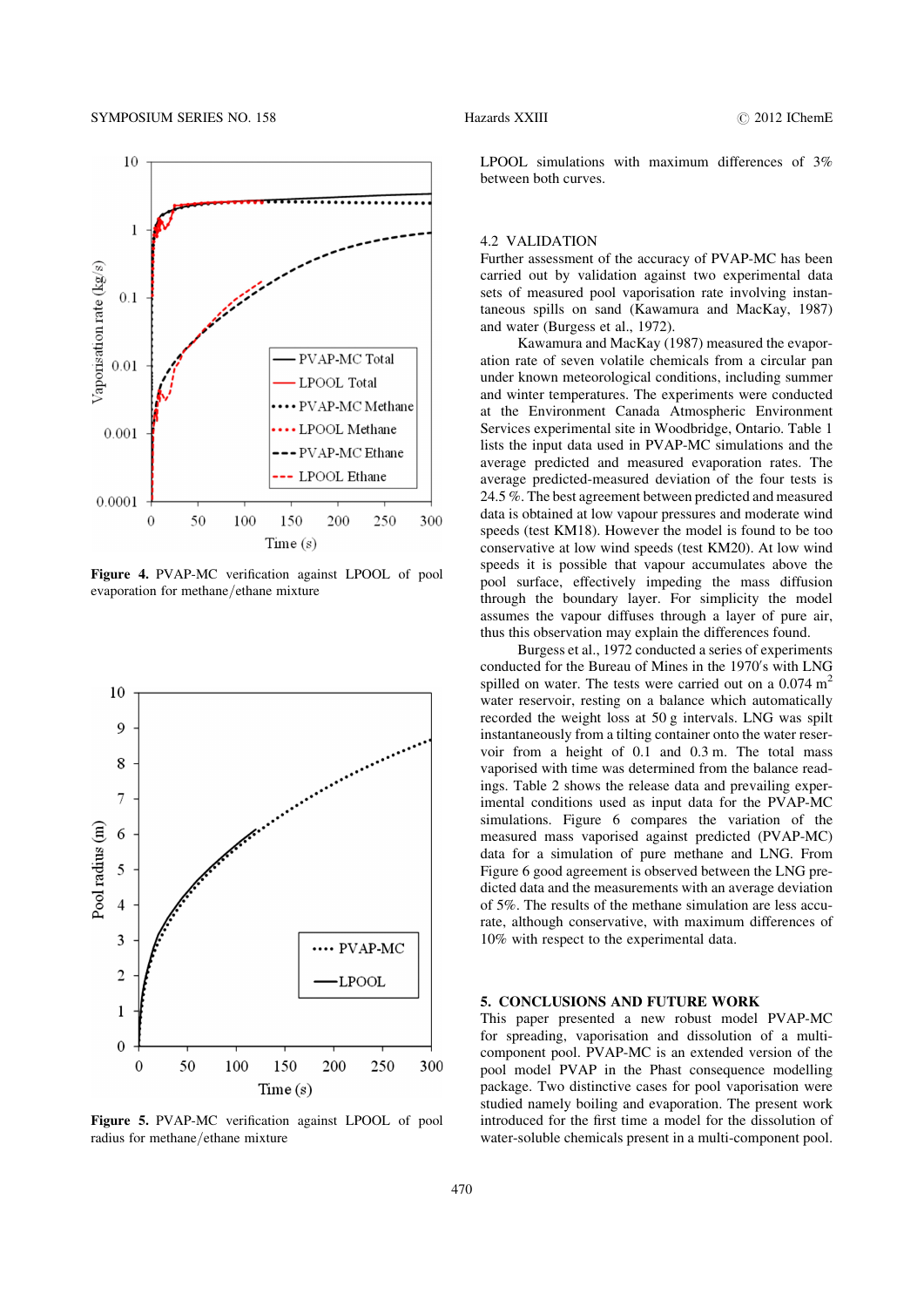Figure 4. PVAP-MC verification against LPOOL of pool evaporation for methane/ethane mixture

Figure 5. PVAP-MC verification against LPOOL of pool radius for methane/ethane mixture

LPOOL simulations with maximum differences of 3% between both curves.

### 4.2 VALIDATION

Further assessment of the accuracy of PVAP-MC has been carried out by validation against two experimental data sets of measured pool vaporisation rate involving instantaneous spills on sand (Kawamura and MacKay, 1987) and water (Burgess et al., 1972).

Kawamura and MacKay (1987) measured the evaporation rate of seven volatile chemicals from a circular pan under known meteorological conditions, including summer and winter temperatures. The experiments were conducted at the Environment Canada Atmospheric Environment Services experimental site in Woodbridge, Ontario. Table 1 lists the input data used in PVAP-MC simulations and the average predicted and measured evaporation rates. The average predicted-measured deviation of the four tests is 24.5 %. The best agreement between predicted and measured data is obtained at low vapour pressures and moderate wind speeds (test KM18). However the model is found to be too conservative at low wind speeds (test KM20). At low wind speeds it is possible that vapour accumulates above the pool surface, effectively impeding the mass diffusion through the boundary layer. For simplicity the model assumes the vapour diffuses through a layer of pure air, thus this observation may explain the differences found.

Burgess et al., 1972 conducted a series of experiments conducted for the Bureau of Mines in the 1970′s with LNG spilled on water. The tests were carried out on a 0.074 $m^2$ water reservoir, resting on a balance which automatically recorded the weight loss at 50 g intervals. LNG was spilt instantaneously from a tilting container onto the water reservoir from a height of 0.1 and 0.3 m. The total mass vaporised with time was determined from the balance readings. Table 2 shows the release data and prevailing experimental conditions used as input data for the PVAP-MC simulations. Figure 6 compares the variation of the measured mass vaporised against predicted (PVAP-MC) data for a simulation of pure methane and LNG. From Figure 6 good agreement is observed between the LNG predicted data and the measurements with an average deviation of 5%. The results of the methane simulation are less accurate, although conservative, with maximum differences of 10% with respect to the experimental data.

## 5. CONCLUSIONS AND FUTURE WORK

This paper presented a new robust model PVAP-MC for spreading, vaporisation and dissolution of a multi-component pool. PVAP-MC is an extended version of the pool model PVAP in the Phast consequence modelling package. Two distinctive cases for pool vaporisation were studied namely boiling and evaporation. The present work introduced for the first time a model for the dissolution of water-soluble chemicals present in a multi-component pool.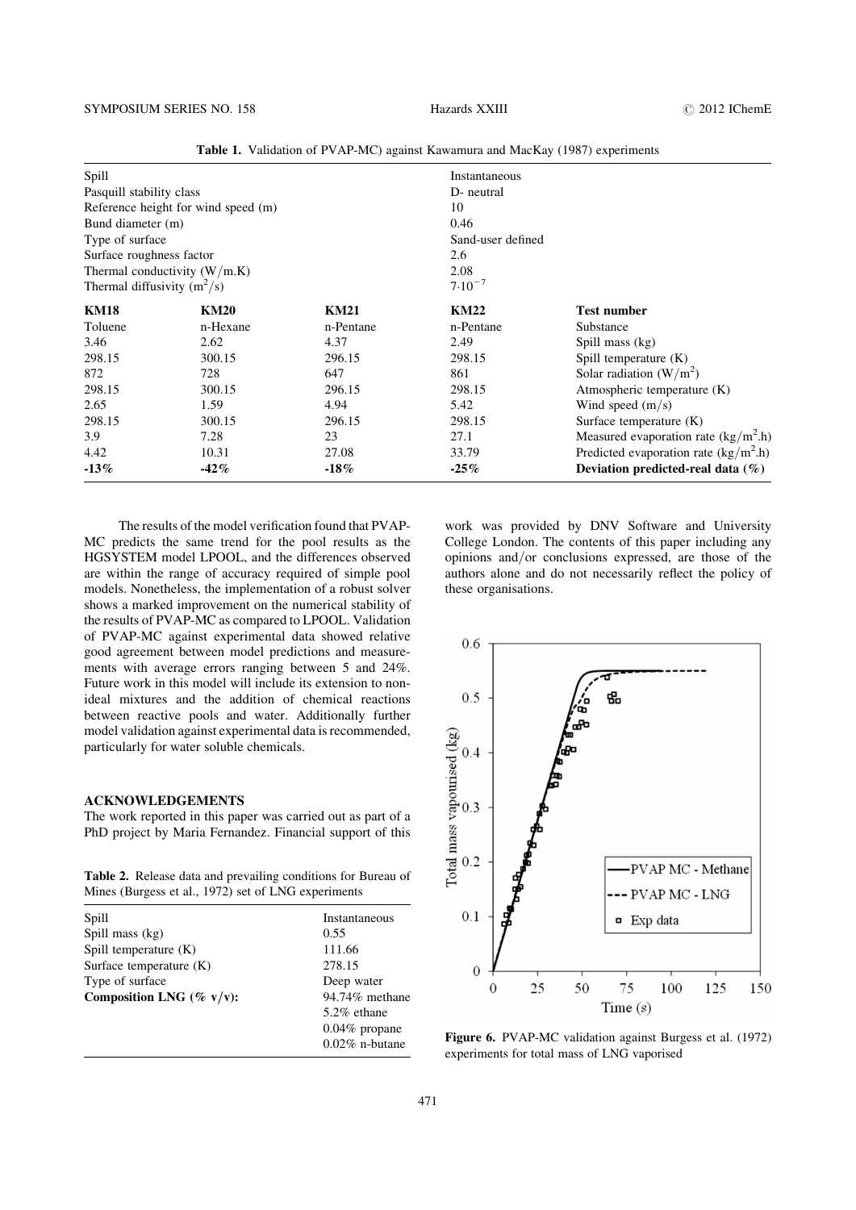**Table 1.** Validation of PVAP-MC) against Kawamura and MacKay (1987) experiments

| Spill | | | Instantaneous | |
|---|---|---|---|---|
| Pasquill stability class | | | D- neutral | |
| Reference height for wind speed (m) | | | 10 | |
| Bund diameter (m) | | | 0.46 | |
| Type of surface | | | Sand-user defined | |
| Surface roughness factor | | | 2.6 | |
| Thermal conductivity (W/m.K) | | | 2.08 | |
| Thermal diffusivity ($m^2$/s) | | | $7{\cdot}10^{-7}$ | |
| **KM18** | **KM20** | **KM21** | **KM22** | **Test number** |
| Toluene | n-Hexane | n-Pentane | n-Pentane | Substance |
| 3.46 | 2.62 | 4.37 | 2.49 | Spill mass (kg) |
| 298.15 | 300.15 | 296.15 | 298.15 | Spill temperature (K) |
| 872 | 728 | 647 | 861 | Solar radiation (W/$m^2$) |
| 298.15 | 300.15 | 296.15 | 298.15 | Atmospheric temperature (K) |
| 2.65 | 1.59 | 4.94 | 5.42 | Wind speed (m/s) |
| 298.15 | 300.15 | 296.15 | 298.15 | Surface temperature (K) |
| 3.9 | 7.28 | 23 | 27.1 | Measured evaporation rate (kg/$m^2$.h) |
| 4.42 | 10.31 | 27.08 | 33.79 | Predicted evaporation rate (kg/$m^2$.h) |
| **-13%** | **-42%** | **-18%** | **-25%** | **Deviation predicted-real data (%)** |

The results of the model verification found that PVAP-MC predicts the same trend for the pool results as the HGSYSTEM model LPOOL, and the differences observed are within the range of accuracy required of simple pool models. Nonetheless, the implementation of a robust solver shows a marked improvement on the numerical stability of the results of PVAP-MC as compared to LPOOL. Validation of PVAP-MC against experimental data showed relative good agreement between model predictions and measurements with average errors ranging between 5 and 24%. Future work in this model will include its extension to non-ideal mixtures and the addition of chemical reactions between reactive pools and water. Additionally further model validation against experimental data is recommended, particularly for water soluble chemicals.

## ACKNOWLEDGEMENTS

The work reported in this paper was carried out as part of a PhD project by Maria Fernandez. Financial support of this work was provided by DNV Software and University College London. The contents of this paper including any opinions and/or conclusions expressed, are those of the authors alone and do not necessarily reflect the policy of these organisations.

**Table 2.** Release data and prevailing conditions for Bureau of Mines (Burgess et al., 1972) set of LNG experiments

| Spill | Instantaneous |
|---|---|
| Spill mass (kg) | 0.55 |
| Spill temperature (K) | 111.66 |
| Surface temperature (K) | 278.15 |
| Type of surface | Deep water |
| **Composition LNG (% v/v):** | 94.74% methane<br>5.2% ethane<br>0.04% propane<br>0.02% n-butane |

**Figure 6.** PVAP-MC validation against Burgess et al. (1972) experiments for total mass of LNG vaporised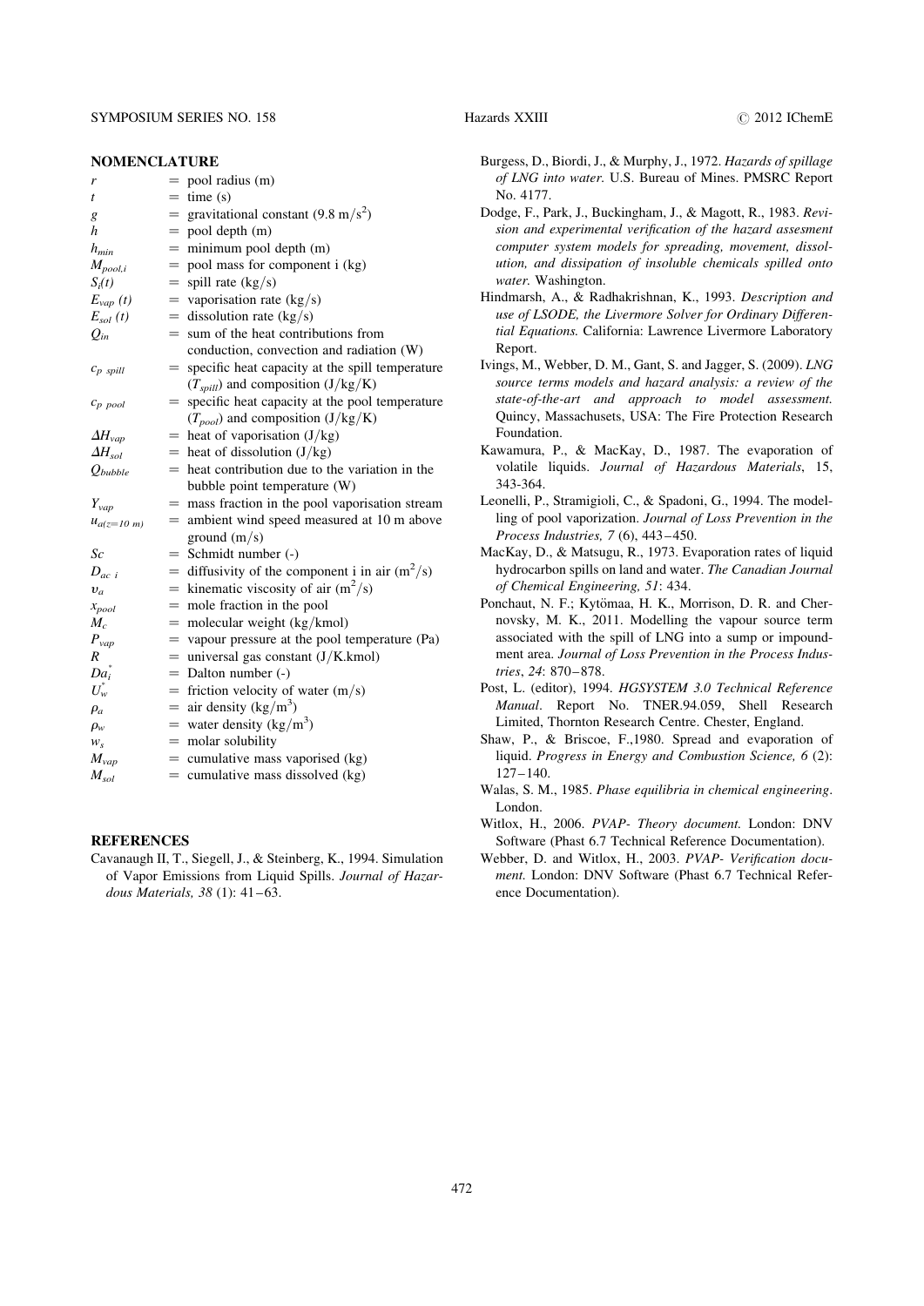## NOMENCLATURE

| | | |
|---|---|---|
| $r$ | = | pool radius (m) |
| $t$ | = | time (s) |
| $g$ | = | gravitational constant (9.8 m/s$^2$) |
| $h$ | = | pool depth (m) |
| $h_{min}$ | = | minimum pool depth (m) |
| $M_{pool,i}$ | = | pool mass for component i (kg) |
| $S_i(t)$ | = | spill rate (kg/s) |
| $E_{vap}$ $(t)$ | = | vaporisation rate (kg/s) |
| $E_{sol}$ $(t)$ | = | dissolution rate (kg/s) |
| $Q_{in}$ | = | sum of the heat contributions from conduction, convection and radiation (W) |
| $c_{p\ spill}$ | = | specific heat capacity at the spill temperature ($T_{spill}$) and composition (J/kg/K) |
| $c_{p\ pool}$ | = | specific heat capacity at the pool temperature ($T_{pool}$) and composition (J/kg/K) |
| $\Delta H_{vap}$ | = | heat of vaporisation (J/kg) |
| $\Delta H_{sol}$ | = | heat of dissolution (J/kg) |
| $Q_{bubble}$ | = | heat contribution due to the variation in the bubble point temperature (W) |
| $Y_{vap}$ | = | mass fraction in the pool vaporisation stream |
| $u_{a(z=10\ m)}$ | = | ambient wind speed measured at 10 m above ground (m/s) |
| $Sc$ | = | Schmidt number (-) |
| $D_{ac\ i}$ | = | diffusivity of the component i in air (m$^2$/s) |
| $\upsilon_a$ | = | kinematic viscosity of air (m$^2$/s) |
| $x_{pool}$ | = | mole fraction in the pool |
| $M_c$ | = | molecular weight (kg/kmol) |
| $P_{vap}$ | = | vapour pressure at the pool temperature (Pa) |
| $R$ | = | universal gas constant (J/K.kmol) |
| $Da_i^*$ | = | Dalton number (-) |
| $U_w^*$ | = | friction velocity of water (m/s) |
| $\rho_a$ | = | air density (kg/m$^3$) |
| $\rho_w$ | = | water density (kg/m$^3$) |
| $w_s$ | = | molar solubility |
| $M_{vap}$ | = | cumulative mass vaporised (kg) |
| $M_{sol}$ | = | cumulative mass dissolved (kg) |

## REFERENCES

Cavanaugh II, T., Siegell, J., & Steinberg, K., 1994. Simulation of Vapor Emissions from Liquid Spills. *Journal of Hazardous Materials, 38* (1): 41–63.

Burgess, D., Biordi, J., & Murphy, J., 1972. *Hazards of spillage of LNG into water.* U.S. Bureau of Mines. PMSRC Report No. 4177.

Dodge, F., Park, J., Buckingham, J., & Magott, R., 1983. *Revision and experimental verification of the hazard assesment computer system models for spreading, movement, dissolution, and dissipation of insoluble chemicals spilled onto water.* Washington.

Hindmarsh, A., & Radhakrishnan, K., 1993. *Description and use of LSODE, the Livermore Solver for Ordinary Differential Equations.* California: Lawrence Livermore Laboratory Report.

Ivings, M., Webber, D. M., Gant, S. and Jagger, S. (2009). *LNG source terms models and hazard analysis: a review of the state-of-the-art and approach to model assessment.* Quincy, Massachusets, USA: The Fire Protection Research Foundation.

Kawamura, P., & MacKay, D., 1987. The evaporation of volatile liquids. *Journal of Hazardous Materials*, 15, 343-364.

Leonelli, P., Stramigioli, C., & Spadoni, G., 1994. The modelling of pool vaporization. *Journal of Loss Prevention in the Process Industries, 7* (6), 443–450.

MacKay, D., & Matsugu, R., 1973. Evaporation rates of liquid hydrocarbon spills on land and water. *The Canadian Journal of Chemical Engineering, 51*: 434.

Ponchaut, N. F.; Kytömaa, H. K., Morrison, D. R. and Chernovsky, M. K., 2011. Modelling the vapour source term associated with the spill of LNG into a sump or impoundment area. *Journal of Loss Prevention in the Process Industries*, *24*: 870–878.

Post, L. (editor), 1994. *HGSYSTEM 3.0 Technical Reference Manual*. Report No. TNER.94.059, Shell Research Limited, Thornton Research Centre. Chester, England.

Shaw, P., & Briscoe, F.,1980. Spread and evaporation of liquid. *Progress in Energy and Combustion Science, 6* (2): 127–140.

Walas, S. M., 1985. *Phase equilibria in chemical engineering*. London.

Witlox, H., 2006. *PVAP- Theory document.* London: DNV Software (Phast 6.7 Technical Reference Documentation).

Webber, D. and Witlox, H., 2003. *PVAP- Verification document.* London: DNV Software (Phast 6.7 Technical Reference Documentation).